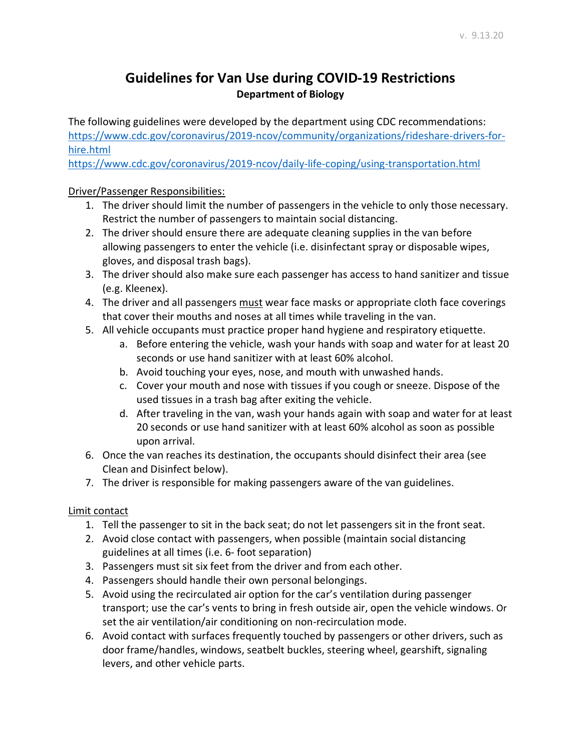v. 9.13.20

# Guidelines for Van Use during COVID-19 Restrictions

**Department of Biology**

The following guidelines were developed by the department using CDC recommendations:
[https://www.cdc.gov/coronavirus/2019-ncov/community/organizations/rideshare-drivers-for-hire.html](https://www.cdc.gov/coronavirus/2019-ncov/community/organizations/rideshare-drivers-for-hire.html)
[https://www.cdc.gov/coronavirus/2019-ncov/daily-life-coping/using-transportation.html](https://www.cdc.gov/coronavirus/2019-ncov/daily-life-coping/using-transportation.html)

<u>Driver/Passenger Responsibilities:</u>

1. The driver should limit the number of passengers in the vehicle to only those necessary. Restrict the number of passengers to maintain social distancing.
2. The driver should ensure there are adequate cleaning supplies in the van before allowing passengers to enter the vehicle (i.e. disinfectant spray or disposable wipes, gloves, and disposal trash bags).
3. The driver should also make sure each passenger has access to hand sanitizer and tissue (e.g. Kleenex).
4. The driver and all passengers <u>must</u> wear face masks or appropriate cloth face coverings that cover their mouths and noses at all times while traveling in the van.
5. All vehicle occupants must practice proper hand hygiene and respiratory etiquette.
    a. Before entering the vehicle, wash your hands with soap and water for at least 20 seconds or use hand sanitizer with at least 60% alcohol.
    b. Avoid touching your eyes, nose, and mouth with unwashed hands.
    c. Cover your mouth and nose with tissues if you cough or sneeze. Dispose of the used tissues in a trash bag after exiting the vehicle.
    d. After traveling in the van, wash your hands again with soap and water for at least 20 seconds or use hand sanitizer with at least 60% alcohol as soon as possible upon arrival.
6. Once the van reaches its destination, the occupants should disinfect their area (see Clean and Disinfect below).
7. The driver is responsible for making passengers aware of the van guidelines.

<u>Limit contact</u>

1. Tell the passenger to sit in the back seat; do not let passengers sit in the front seat.
2. Avoid close contact with passengers, when possible (maintain social distancing guidelines at all times (i.e. 6- foot separation)
3. Passengers must sit six feet from the driver and from each other.
4. Passengers should handle their own personal belongings.
5. Avoid using the recirculated air option for the car's ventilation during passenger transport; use the car's vents to bring in fresh outside air, open the vehicle windows. Or set the air ventilation/air conditioning on non-recirculation mode.
6. Avoid contact with surfaces frequently touched by passengers or other drivers, such as door frame/handles, windows, seatbelt buckles, steering wheel, gearshift, signaling levers, and other vehicle parts.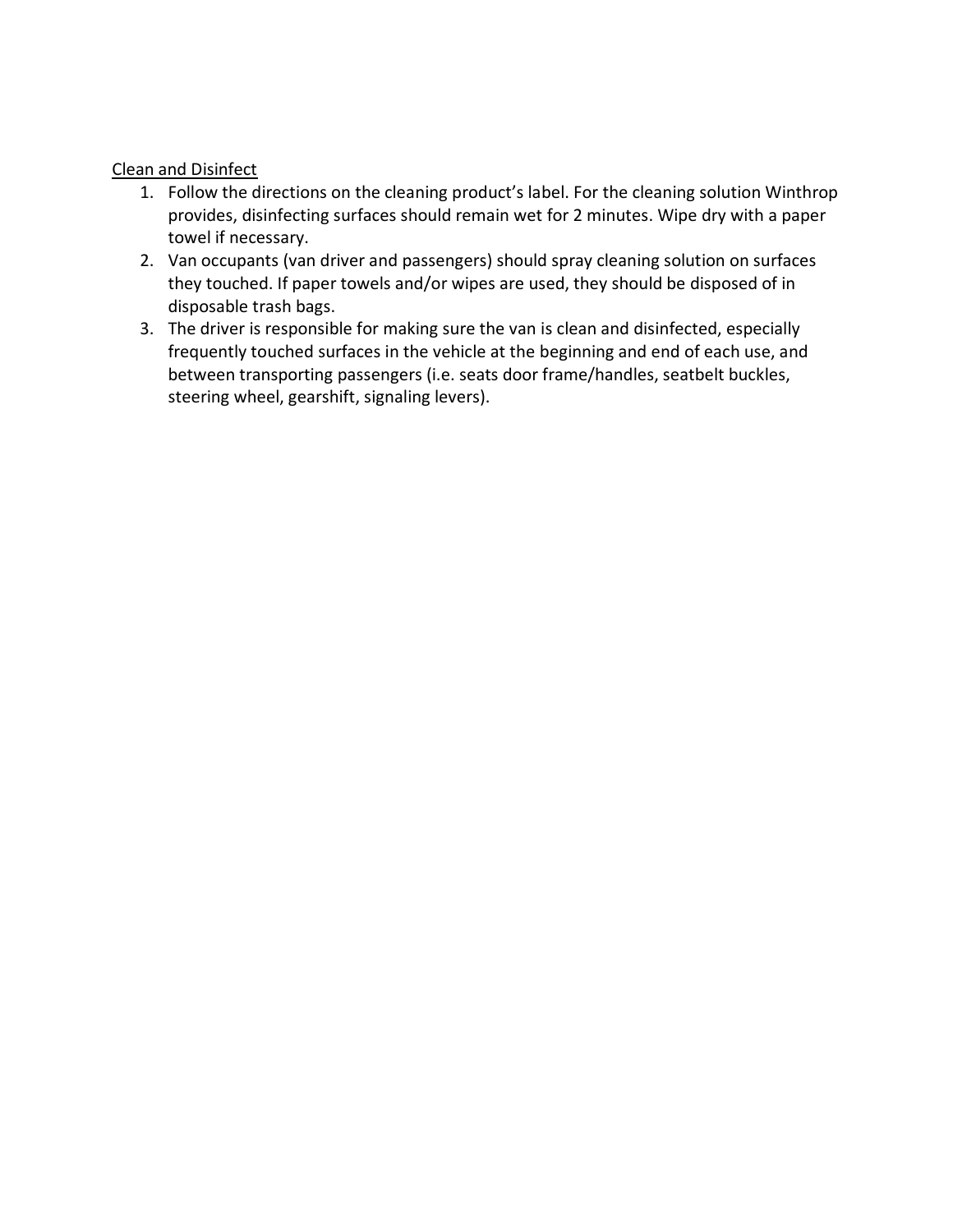<u>Clean and Disinfect</u>

1. Follow the directions on the cleaning product's label. For the cleaning solution Winthrop provides, disinfecting surfaces should remain wet for 2 minutes. Wipe dry with a paper towel if necessary.
2. Van occupants (van driver and passengers) should spray cleaning solution on surfaces they touched. If paper towels and/or wipes are used, they should be disposed of in disposable trash bags.
3. The driver is responsible for making sure the van is clean and disinfected, especially frequently touched surfaces in the vehicle at the beginning and end of each use, and between transporting passengers (i.e. seats door frame/handles, seatbelt buckles, steering wheel, gearshift, signaling levers).